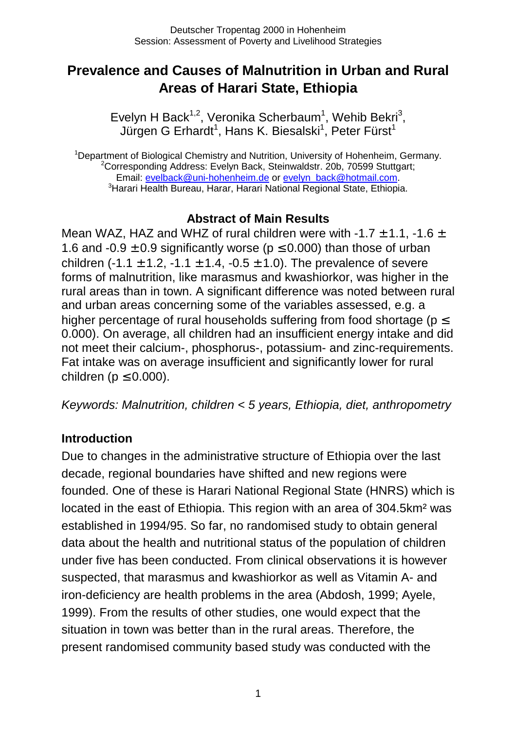# Prevalence and Causes of Malnutrition in Urban and Rural Areas of Harari State, Ethiopia

Evelyn H Back[1,2], Veronika Scherbaum[1], Wehib Bekri[3], Jürgen G Erhardt[1], Hans K. Biesalski[1], Peter Fürst[1]

[1]Department of Biological Chemistry and Nutrition, University of Hohenheim, Germany.
[2]Corresponding Address: Evelyn Back, Steinwaldstr. 20b, 70599 Stuttgart; Email: evelback@uni-hohenheim.de or evelyn_back@hotmail.com.
[3]Harari Health Bureau, Harar, Harari National Regional State, Ethiopia.

## Abstract of Main Results

Mean WAZ, HAZ and WHZ of rural children were with -1.7 ± 1.1, -1.6 ± 1.6 and -0.9 ± 0.9 significantly worse ($p \leq 0.000$) than those of urban children (-1.1 ± 1.2, -1.1 ± 1.4, -0.5 ± 1.0). The prevalence of severe forms of malnutrition, like marasmus and kwashiorkor, was higher in the rural areas than in town. A significant difference was noted between rural and urban areas concerning some of the variables assessed, e.g. a higher percentage of rural households suffering from food shortage ($p \leq 0.000$). On average, all children had an insufficient energy intake and did not meet their calcium-, phosphorus-, potassium- and zinc-requirements. Fat intake was on average insufficient and significantly lower for rural children ($p \leq 0.000$).

*Keywords: Malnutrition, children < 5 years, Ethiopia, diet, anthropometry*

## Introduction

Due to changes in the administrative structure of Ethiopia over the last decade, regional boundaries have shifted and new regions were founded. One of these is Harari National Regional State (HNRS) which is located in the east of Ethiopia. This region with an area of 304.5km² was established in 1994/95. So far, no randomised study to obtain general data about the health and nutritional status of the population of children under five has been conducted. From clinical observations it is however suspected, that marasmus and kwashiorkor as well as Vitamin A- and iron-deficiency are health problems in the area (Abdosh, 1999; Ayele, 1999). From the results of other studies, one would expect that the situation in town was better than in the rural areas. Therefore, the present randomised community based study was conducted with the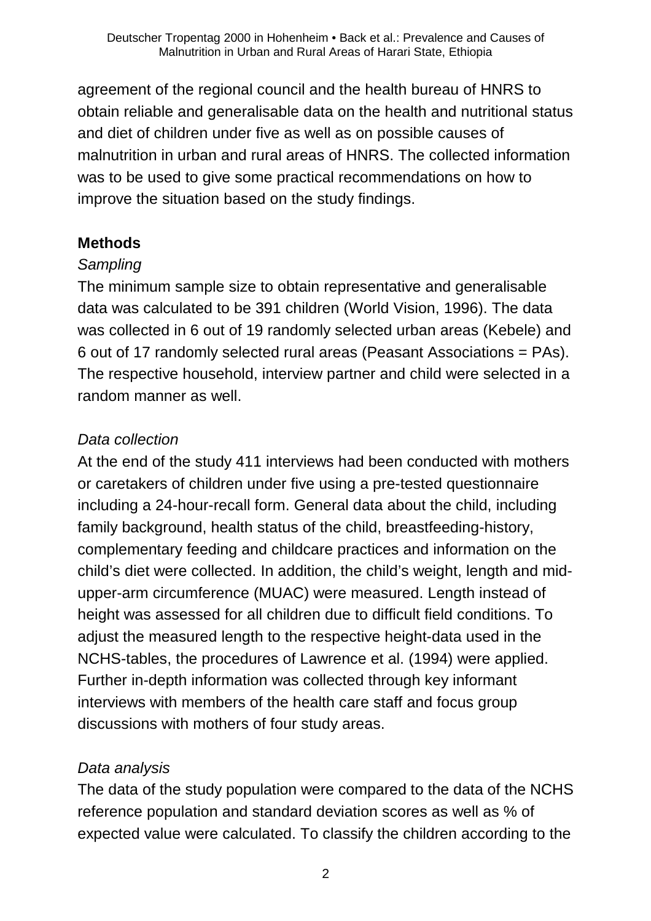agreement of the regional council and the health bureau of HNRS to obtain reliable and generalisable data on the health and nutritional status and diet of children under five as well as on possible causes of malnutrition in urban and rural areas of HNRS. The collected information was to be used to give some practical recommendations on how to improve the situation based on the study findings.

## Methods

### *Sampling*

The minimum sample size to obtain representative and generalisable data was calculated to be 391 children (World Vision, 1996). The data was collected in 6 out of 19 randomly selected urban areas (Kebele) and 6 out of 17 randomly selected rural areas (Peasant Associations = PAs). The respective household, interview partner and child were selected in a random manner as well.

### *Data collection*

At the end of the study 411 interviews had been conducted with mothers or caretakers of children under five using a pre-tested questionnaire including a 24-hour-recall form. General data about the child, including family background, health status of the child, breastfeeding-history, complementary feeding and childcare practices and information on the child's diet were collected. In addition, the child's weight, length and mid-upper-arm circumference (MUAC) were measured. Length instead of height was assessed for all children due to difficult field conditions. To adjust the measured length to the respective height-data used in the NCHS-tables, the procedures of Lawrence et al. (1994) were applied. Further in-depth information was collected through key informant interviews with members of the health care staff and focus group discussions with mothers of four study areas.

### *Data analysis*

The data of the study population were compared to the data of the NCHS reference population and standard deviation scores as well as % of expected value were calculated. To classify the children according to the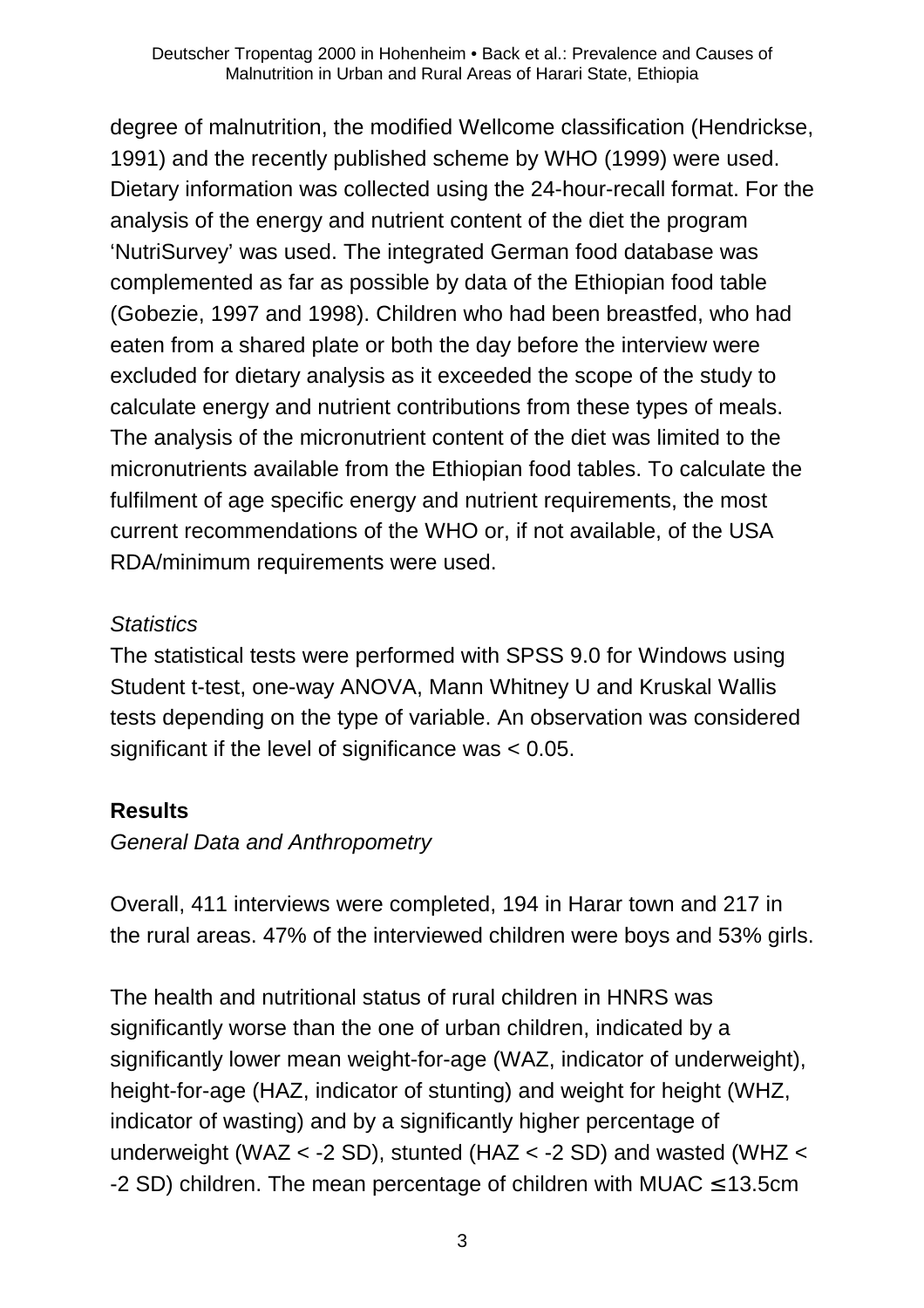degree of malnutrition, the modified Wellcome classification (Hendrickse, 1991) and the recently published scheme by WHO (1999) were used. Dietary information was collected using the 24-hour-recall format. For the analysis of the energy and nutrient content of the diet the program 'NutriSurvey' was used. The integrated German food database was complemented as far as possible by data of the Ethiopian food table (Gobezie, 1997 and 1998). Children who had been breastfed, who had eaten from a shared plate or both the day before the interview were excluded for dietary analysis as it exceeded the scope of the study to calculate energy and nutrient contributions from these types of meals. The analysis of the micronutrient content of the diet was limited to the micronutrients available from the Ethiopian food tables. To calculate the fulfilment of age specific energy and nutrient requirements, the most current recommendations of the WHO or, if not available, of the USA RDA/minimum requirements were used.

*Statistics*

The statistical tests were performed with SPSS 9.0 for Windows using Student t-test, one-way ANOVA, Mann Whitney U and Kruskal Wallis tests depending on the type of variable. An observation was considered significant if the level of significance was $< 0.05$.

## Results

*General Data and Anthropometry*

Overall, 411 interviews were completed, 194 in Harar town and 217 in the rural areas. 47% of the interviewed children were boys and 53% girls.

The health and nutritional status of rural children in HNRS was significantly worse than the one of urban children, indicated by a significantly lower mean weight-for-age (WAZ, indicator of underweight), height-for-age (HAZ, indicator of stunting) and weight for height (WHZ, indicator of wasting) and by a significantly higher percentage of underweight (WAZ < -2 SD), stunted (HAZ < -2 SD) and wasted (WHZ < -2 SD) children. The mean percentage of children with MUAC ≤ 13.5cm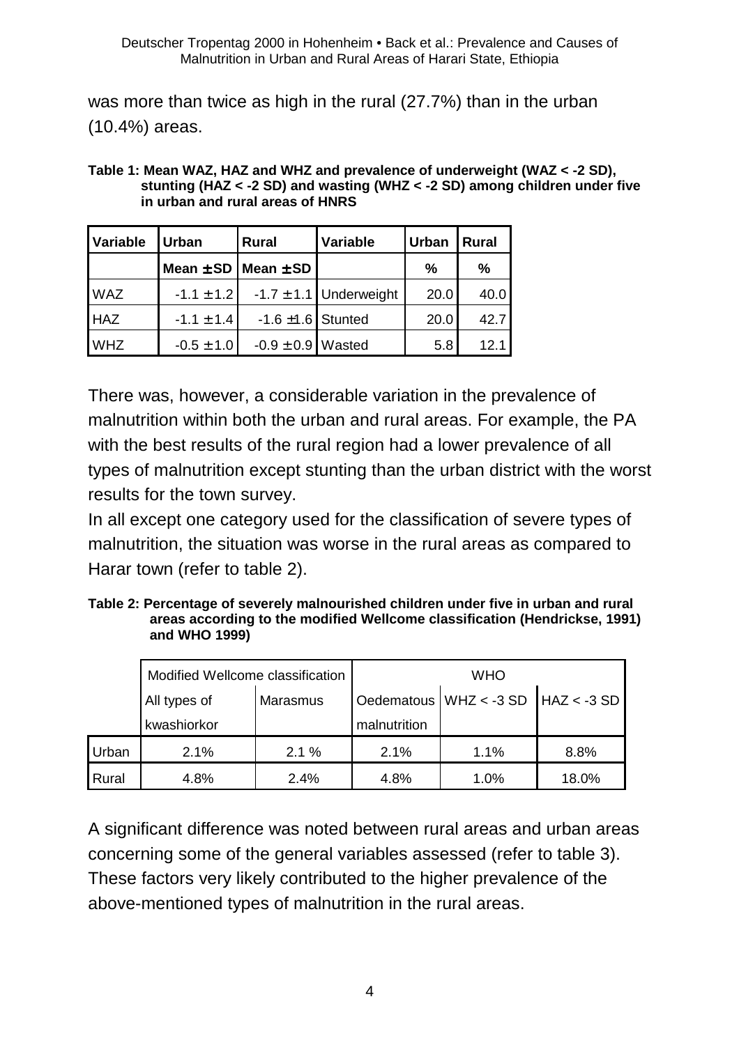was more than twice as high in the rural (27.7%) than in the urban (10.4%) areas.

**Table 1: Mean WAZ, HAZ and WHZ and prevalence of underweight (WAZ < -2 SD), stunting (HAZ < -2 SD) and wasting (WHZ < -2 SD) among children under five in urban and rural areas of HNRS**

| Variable | Urban | Rural | Variable | Urban | Rural |
|---|---|---|---|---|---|
| | Mean ± SD | Mean ± SD | | % | % |
| WAZ | -1.1 ± 1.2 | -1.7 ± 1.1 | Underweight | 20.0 | 40.0 |
| HAZ | -1.1 ± 1.4 | -1.6 ± 1.6 | Stunted | 20.0 | 42.7 |
| WHZ | -0.5 ± 1.0 | -0.9 ± 0.9 | Wasted | 5.8 | 12.1 |

There was, however, a considerable variation in the prevalence of malnutrition within both the urban and rural areas. For example, the PA with the best results of the rural region had a lower prevalence of all types of malnutrition except stunting than the urban district with the worst results for the town survey.

In all except one category used for the classification of severe types of malnutrition, the situation was worse in the rural areas as compared to Harar town (refer to table 2).

**Table 2: Percentage of severely malnourished children under five in urban and rural areas according to the modified Wellcome classification (Hendrickse, 1991) and WHO 1999)**

| | Modified Wellcome classification | | WHO | | |
|---|---|---|---|---|---|
| | All types of kwashiorkor | Marasmus | Oedematous malnutrition | WHZ < -3 SD | HAZ < -3 SD |
| Urban | 2.1% | 2.1 % | 2.1% | 1.1% | 8.8% |
| Rural | 4.8% | 2.4% | 4.8% | 1.0% | 18.0% |

A significant difference was noted between rural areas and urban areas concerning some of the general variables assessed (refer to table 3). These factors very likely contributed to the higher prevalence of the above-mentioned types of malnutrition in the rural areas.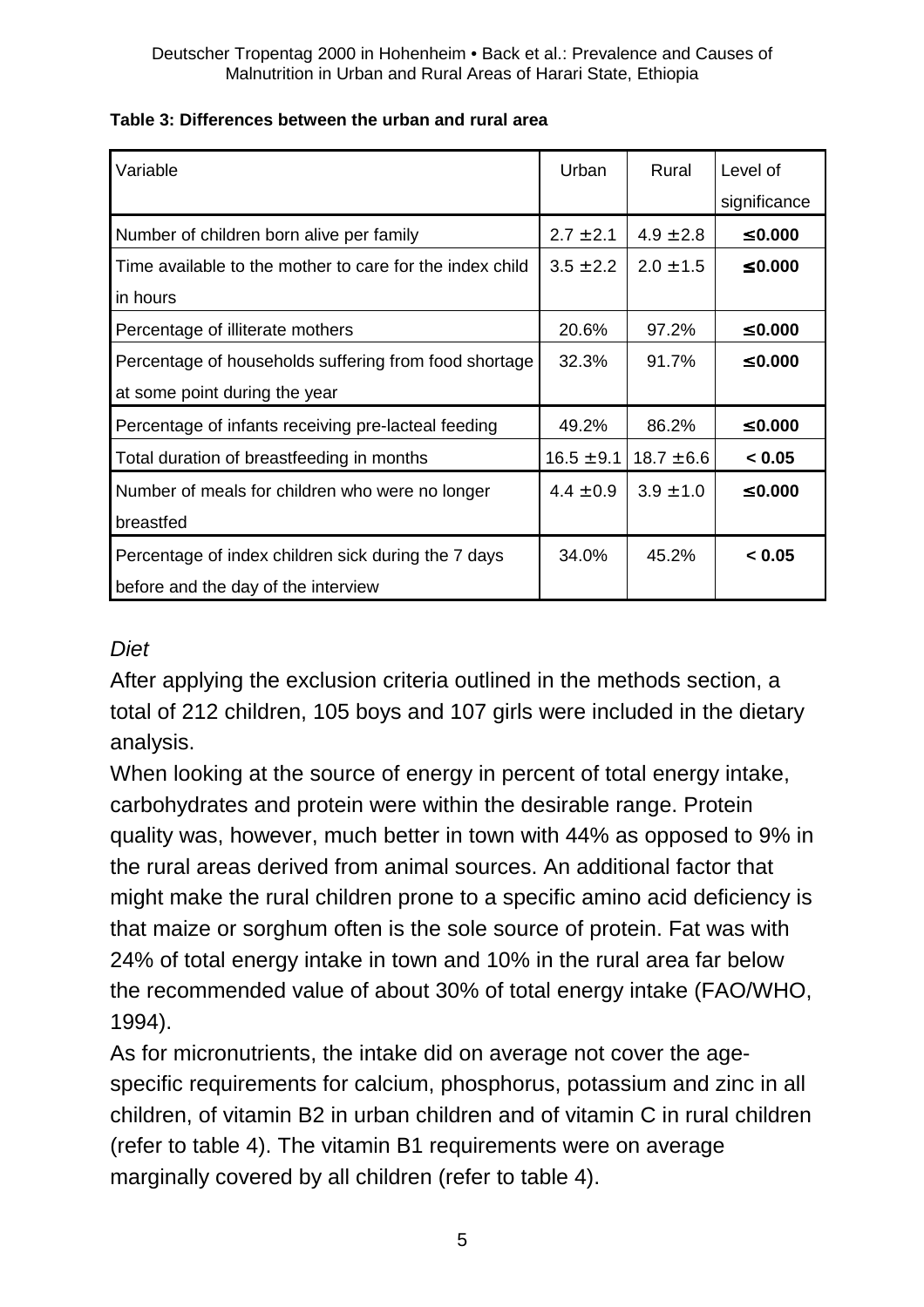**Table 3: Differences between the urban and rural area**

| Variable | Urban | Rural | Level of significance |
|---|---|---|---|
| Number of children born alive per family | 2.7 ± 2.1 | 4.9 ± 2.8 | **≤ 0.000** |
| Time available to the mother to care for the index child in hours | 3.5 ± 2.2 | 2.0 ± 1.5 | **≤ 0.000** |
| Percentage of illiterate mothers | 20.6% | 97.2% | **≤ 0.000** |
| Percentage of households suffering from food shortage at some point during the year | 32.3% | 91.7% | **≤ 0.000** |
| Percentage of infants receiving pre-lacteal feeding | 49.2% | 86.2% | **≤ 0.000** |
| Total duration of breastfeeding in months | 16.5 ± 9.1 | 18.7 ± 6.6 | **< 0.05** |
| Number of meals for children who were no longer breastfed | 4.4 ± 0.9 | 3.9 ± 1.0 | **≤ 0.000** |
| Percentage of index children sick during the 7 days before and the day of the interview | 34.0% | 45.2% | **< 0.05** |

*Diet*

After applying the exclusion criteria outlined in the methods section, a total of 212 children, 105 boys and 107 girls were included in the dietary analysis.

When looking at the source of energy in percent of total energy intake, carbohydrates and protein were within the desirable range. Protein quality was, however, much better in town with 44% as opposed to 9% in the rural areas derived from animal sources. An additional factor that might make the rural children prone to a specific amino acid deficiency is that maize or sorghum often is the sole source of protein. Fat was with 24% of total energy intake in town and 10% in the rural area far below the recommended value of about 30% of total energy intake (FAO/WHO, 1994).

As for micronutrients, the intake did on average not cover the age-specific requirements for calcium, phosphorus, potassium and zinc in all children, of vitamin B2 in urban children and of vitamin C in rural children (refer to table 4). The vitamin B1 requirements were on average marginally covered by all children (refer to table 4).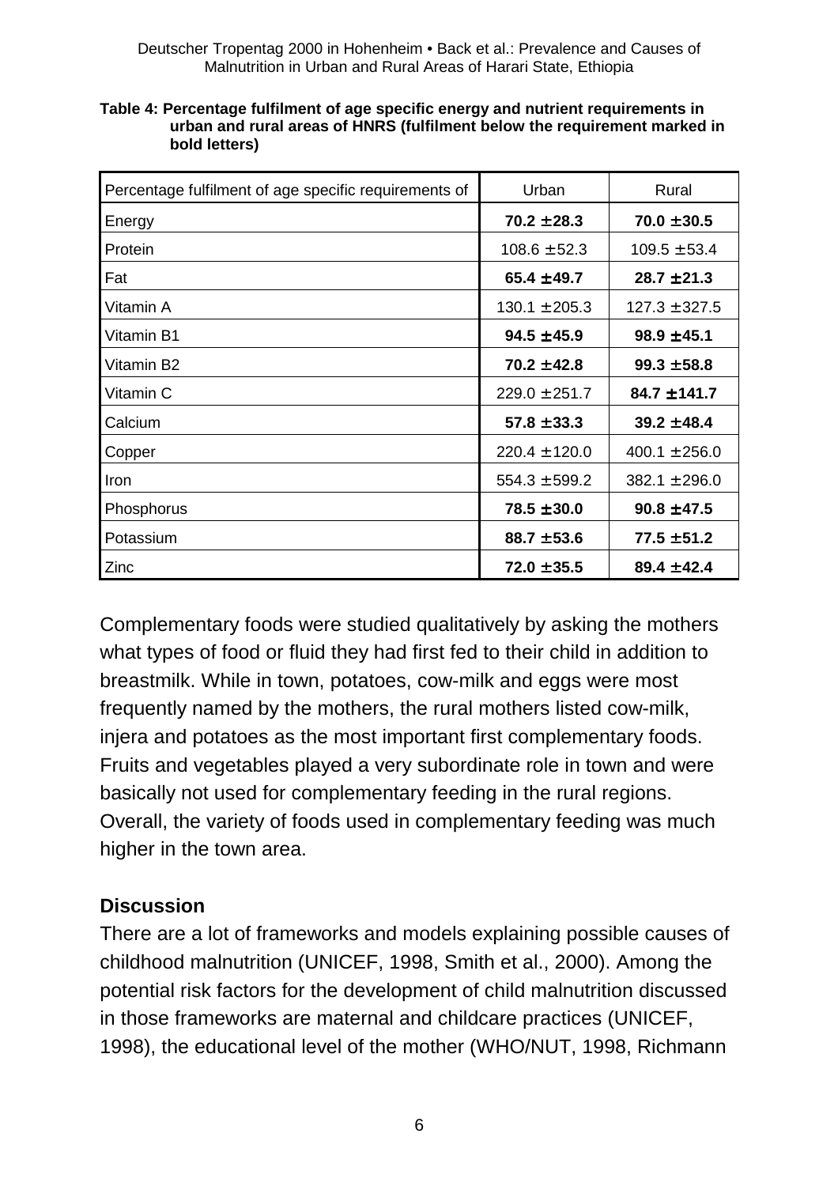**Table 4: Percentage fulfilment of age specific energy and nutrient requirements in urban and rural areas of HNRS (fulfilment below the requirement marked in bold letters)**

| Percentage fulfilment of age specific requirements of | Urban | Rural |
|---|---|---|
| Energy | **70.2 ± 28.3** | **70.0 ± 30.5** |
| Protein | 108.6 ± 52.3 | 109.5 ± 53.4 |
| Fat | **65.4 ± 49.7** | **28.7 ± 21.3** |
| Vitamin A | 130.1 ± 205.3 | 127.3 ± 327.5 |
| Vitamin B1 | **94.5 ± 45.9** | **98.9 ± 45.1** |
| Vitamin B2 | **70.2 ± 42.8** | **99.3 ± 58.8** |
| Vitamin C | 229.0 ± 251.7 | **84.7 ± 141.7** |
| Calcium | **57.8 ± 33.3** | **39.2 ± 48.4** |
| Copper | 220.4 ± 120.0 | 400.1 ± 256.0 |
| Iron | 554.3 ± 599.2 | 382.1 ± 296.0 |
| Phosphorus | **78.5 ± 30.0** | **90.8 ± 47.5** |
| Potassium | **88.7 ± 53.6** | **77.5 ± 51.2** |
| Zinc | **72.0 ± 35.5** | **89.4 ± 42.4** |

Complementary foods were studied qualitatively by asking the mothers what types of food or fluid they had first fed to their child in addition to breastmilk. While in town, potatoes, cow-milk and eggs were most frequently named by the mothers, the rural mothers listed cow-milk, injera and potatoes as the most important first complementary foods. Fruits and vegetables played a very subordinate role in town and were basically not used for complementary feeding in the rural regions. Overall, the variety of foods used in complementary feeding was much higher in the town area.

## Discussion

There are a lot of frameworks and models explaining possible causes of childhood malnutrition (UNICEF, 1998, Smith et al., 2000). Among the potential risk factors for the development of child malnutrition discussed in those frameworks are maternal and childcare practices (UNICEF, 1998), the educational level of the mother (WHO/NUT, 1998, Richmann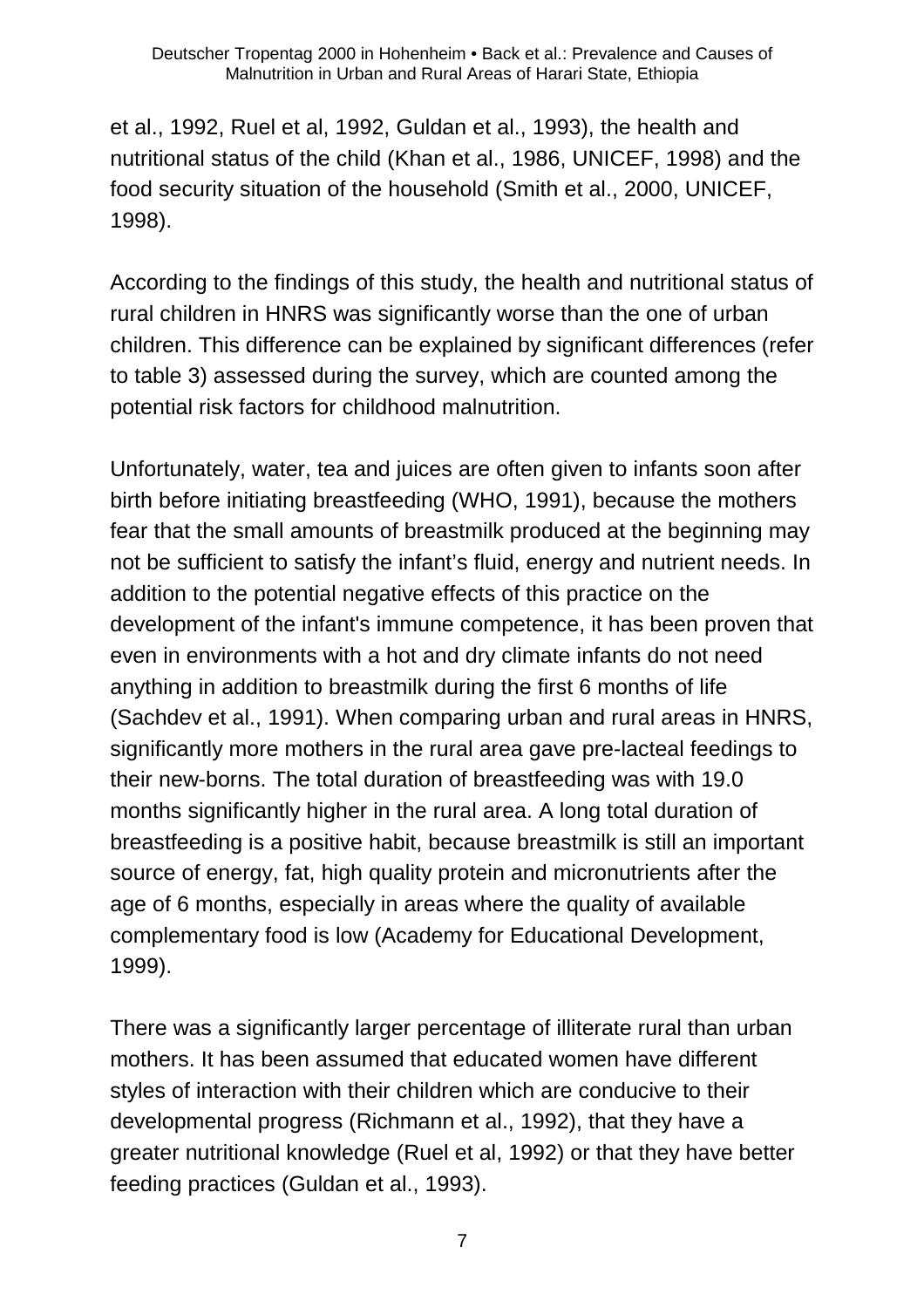et al., 1992, Ruel et al, 1992, Guldan et al., 1993), the health and nutritional status of the child (Khan et al., 1986, UNICEF, 1998) and the food security situation of the household (Smith et al., 2000, UNICEF, 1998).

According to the findings of this study, the health and nutritional status of rural children in HNRS was significantly worse than the one of urban children. This difference can be explained by significant differences (refer to table 3) assessed during the survey, which are counted among the potential risk factors for childhood malnutrition.

Unfortunately, water, tea and juices are often given to infants soon after birth before initiating breastfeeding (WHO, 1991), because the mothers fear that the small amounts of breastmilk produced at the beginning may not be sufficient to satisfy the infant's fluid, energy and nutrient needs. In addition to the potential negative effects of this practice on the development of the infant's immune competence, it has been proven that even in environments with a hot and dry climate infants do not need anything in addition to breastmilk during the first 6 months of life (Sachdev et al., 1991). When comparing urban and rural areas in HNRS, significantly more mothers in the rural area gave pre-lacteal feedings to their new-borns. The total duration of breastfeeding was with 19.0 months significantly higher in the rural area. A long total duration of breastfeeding is a positive habit, because breastmilk is still an important source of energy, fat, high quality protein and micronutrients after the age of 6 months, especially in areas where the quality of available complementary food is low (Academy for Educational Development, 1999).

There was a significantly larger percentage of illiterate rural than urban mothers. It has been assumed that educated women have different styles of interaction with their children which are conducive to their developmental progress (Richmann et al., 1992), that they have a greater nutritional knowledge (Ruel et al, 1992) or that they have better feeding practices (Guldan et al., 1993).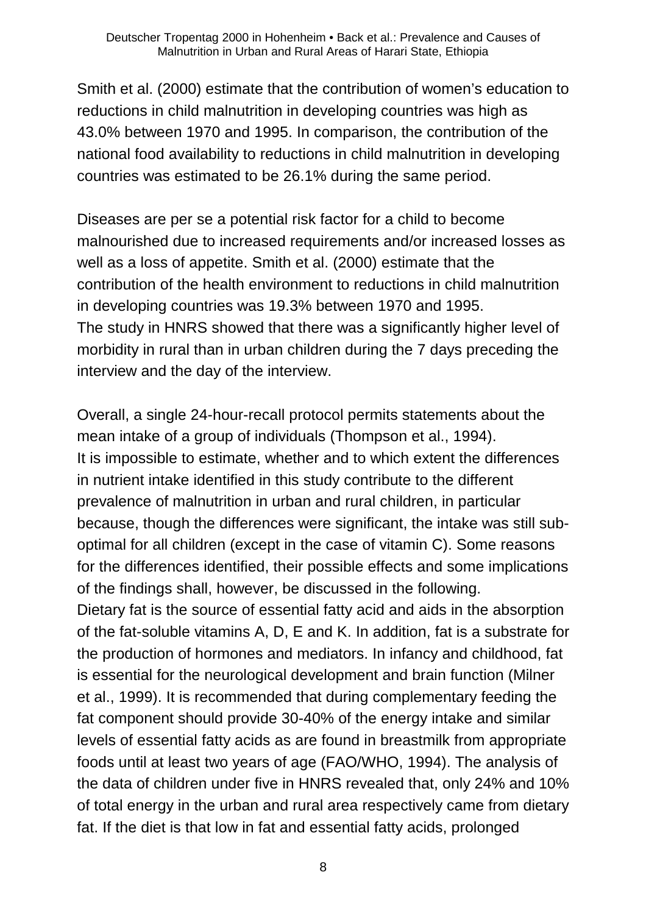Smith et al. (2000) estimate that the contribution of women's education to reductions in child malnutrition in developing countries was high as 43.0% between 1970 and 1995. In comparison, the contribution of the national food availability to reductions in child malnutrition in developing countries was estimated to be 26.1% during the same period.

Diseases are per se a potential risk factor for a child to become malnourished due to increased requirements and/or increased losses as well as a loss of appetite. Smith et al. (2000) estimate that the contribution of the health environment to reductions in child malnutrition in developing countries was 19.3% between 1970 and 1995.
The study in HNRS showed that there was a significantly higher level of morbidity in rural than in urban children during the 7 days preceding the interview and the day of the interview.

Overall, a single 24-hour-recall protocol permits statements about the mean intake of a group of individuals (Thompson et al., 1994).
It is impossible to estimate, whether and to which extent the differences in nutrient intake identified in this study contribute to the different prevalence of malnutrition in urban and rural children, in particular because, though the differences were significant, the intake was still sub-optimal for all children (except in the case of vitamin C). Some reasons for the differences identified, their possible effects and some implications of the findings shall, however, be discussed in the following.
Dietary fat is the source of essential fatty acid and aids in the absorption of the fat-soluble vitamins A, D, E and K. In addition, fat is a substrate for the production of hormones and mediators. In infancy and childhood, fat is essential for the neurological development and brain function (Milner et al., 1999). It is recommended that during complementary feeding the fat component should provide 30-40% of the energy intake and similar levels of essential fatty acids as are found in breastmilk from appropriate foods until at least two years of age (FAO/WHO, 1994). The analysis of the data of children under five in HNRS revealed that, only 24% and 10% of total energy in the urban and rural area respectively came from dietary fat. If the diet is that low in fat and essential fatty acids, prolonged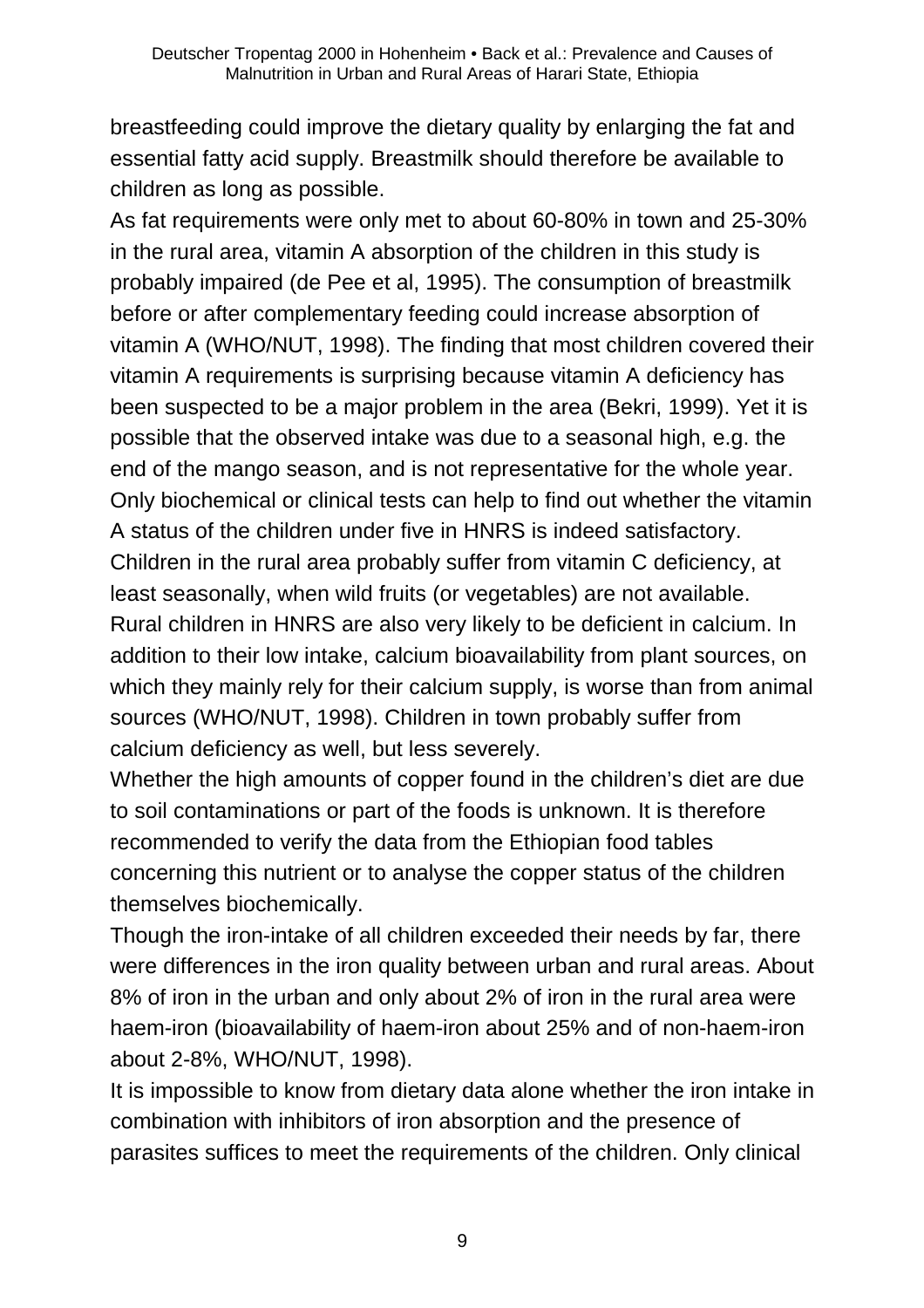breastfeeding could improve the dietary quality by enlarging the fat and essential fatty acid supply. Breastmilk should therefore be available to children as long as possible.

As fat requirements were only met to about 60-80% in town and 25-30% in the rural area, vitamin A absorption of the children in this study is probably impaired (de Pee et al, 1995). The consumption of breastmilk before or after complementary feeding could increase absorption of vitamin A (WHO/NUT, 1998). The finding that most children covered their vitamin A requirements is surprising because vitamin A deficiency has been suspected to be a major problem in the area (Bekri, 1999). Yet it is possible that the observed intake was due to a seasonal high, e.g. the end of the mango season, and is not representative for the whole year. Only biochemical or clinical tests can help to find out whether the vitamin A status of the children under five in HNRS is indeed satisfactory.

Children in the rural area probably suffer from vitamin C deficiency, at least seasonally, when wild fruits (or vegetables) are not available.

Rural children in HNRS are also very likely to be deficient in calcium. In addition to their low intake, calcium bioavailability from plant sources, on which they mainly rely for their calcium supply, is worse than from animal sources (WHO/NUT, 1998). Children in town probably suffer from calcium deficiency as well, but less severely.

Whether the high amounts of copper found in the children's diet are due to soil contaminations or part of the foods is unknown. It is therefore recommended to verify the data from the Ethiopian food tables concerning this nutrient or to analyse the copper status of the children themselves biochemically.

Though the iron-intake of all children exceeded their needs by far, there were differences in the iron quality between urban and rural areas. About 8% of iron in the urban and only about 2% of iron in the rural area were haem-iron (bioavailability of haem-iron about 25% and of non-haem-iron about 2-8%, WHO/NUT, 1998).

It is impossible to know from dietary data alone whether the iron intake in combination with inhibitors of iron absorption and the presence of parasites suffices to meet the requirements of the children. Only clinical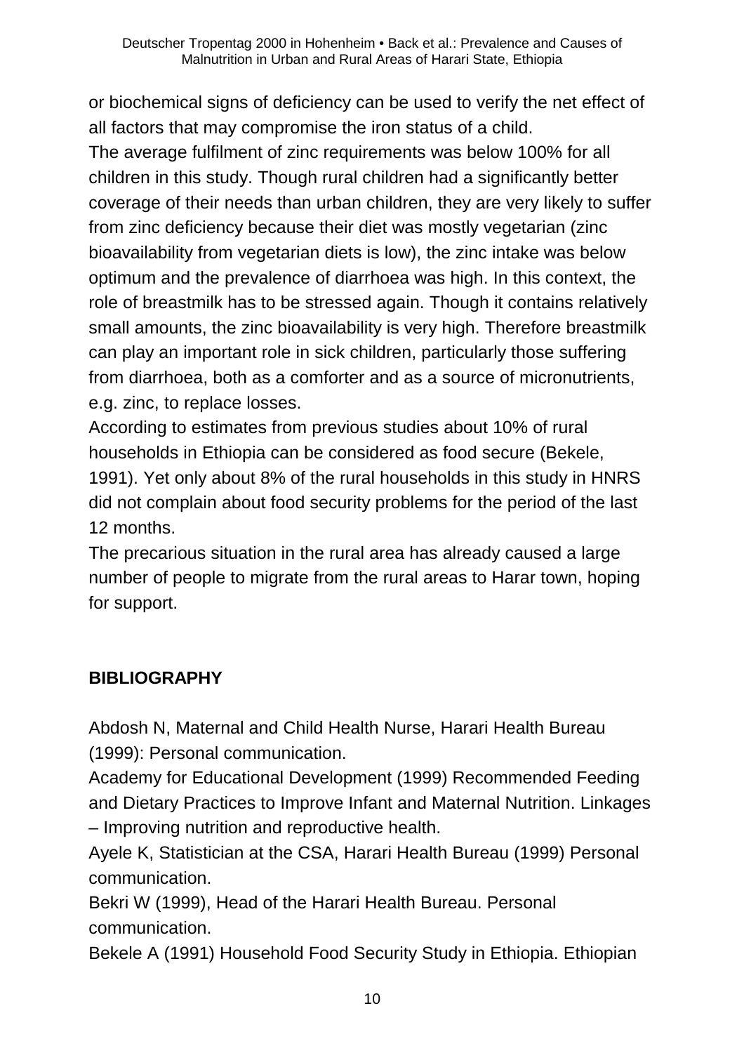or biochemical signs of deficiency can be used to verify the net effect of all factors that may compromise the iron status of a child.

The average fulfilment of zinc requirements was below 100% for all children in this study. Though rural children had a significantly better coverage of their needs than urban children, they are very likely to suffer from zinc deficiency because their diet was mostly vegetarian (zinc bioavailability from vegetarian diets is low), the zinc intake was below optimum and the prevalence of diarrhoea was high. In this context, the role of breastmilk has to be stressed again. Though it contains relatively small amounts, the zinc bioavailability is very high. Therefore breastmilk can play an important role in sick children, particularly those suffering from diarrhoea, both as a comforter and as a source of micronutrients, e.g. zinc, to replace losses.

According to estimates from previous studies about 10% of rural households in Ethiopia can be considered as food secure (Bekele, 1991). Yet only about 8% of the rural households in this study in HNRS did not complain about food security problems for the period of the last 12 months.

The precarious situation in the rural area has already caused a large number of people to migrate from the rural areas to Harar town, hoping for support.

## BIBLIOGRAPHY

Abdosh N, Maternal and Child Health Nurse, Harari Health Bureau (1999): Personal communication.

Academy for Educational Development (1999) Recommended Feeding and Dietary Practices to Improve Infant and Maternal Nutrition. Linkages – Improving nutrition and reproductive health.

Ayele K, Statistician at the CSA, Harari Health Bureau (1999) Personal communication.

Bekri W (1999), Head of the Harari Health Bureau. Personal communication.

Bekele A (1991) Household Food Security Study in Ethiopia. Ethiopian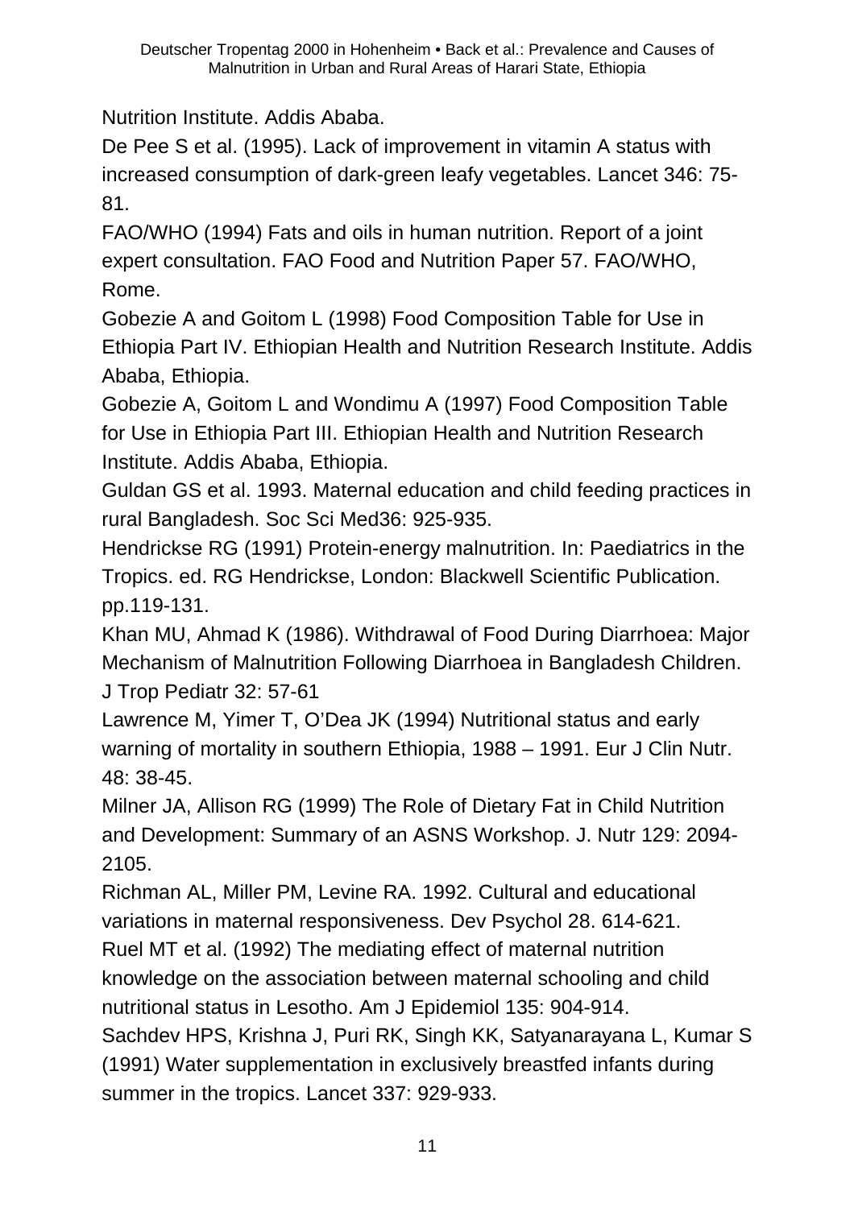Nutrition Institute. Addis Ababa.

De Pee S et al. (1995). Lack of improvement in vitamin A status with increased consumption of dark-green leafy vegetables. Lancet 346: 75-81.

FAO/WHO (1994) Fats and oils in human nutrition. Report of a joint expert consultation. FAO Food and Nutrition Paper 57. FAO/WHO, Rome.

Gobezie A and Goitom L (1998) Food Composition Table for Use in Ethiopia Part IV. Ethiopian Health and Nutrition Research Institute. Addis Ababa, Ethiopia.

Gobezie A, Goitom L and Wondimu A (1997) Food Composition Table for Use in Ethiopia Part III. Ethiopian Health and Nutrition Research Institute. Addis Ababa, Ethiopia.

Guldan GS et al. 1993. Maternal education and child feeding practices in rural Bangladesh. Soc Sci Med36: 925-935.

Hendrickse RG (1991) Protein-energy malnutrition. In: Paediatrics in the Tropics. ed. RG Hendrickse, London: Blackwell Scientific Publication. pp.119-131.

Khan MU, Ahmad K (1986). Withdrawal of Food During Diarrhoea: Major Mechanism of Malnutrition Following Diarrhoea in Bangladesh Children. J Trop Pediatr 32: 57-61

Lawrence M, Yimer T, O'Dea JK (1994) Nutritional status and early warning of mortality in southern Ethiopia, 1988 – 1991. Eur J Clin Nutr. 48: 38-45.

Milner JA, Allison RG (1999) The Role of Dietary Fat in Child Nutrition and Development: Summary of an ASNS Workshop. J. Nutr 129: 2094-2105.

Richman AL, Miller PM, Levine RA. 1992. Cultural and educational variations in maternal responsiveness. Dev Psychol 28. 614-621.

Ruel MT et al. (1992) The mediating effect of maternal nutrition knowledge on the association between maternal schooling and child nutritional status in Lesotho. Am J Epidemiol 135: 904-914.

Sachdev HPS, Krishna J, Puri RK, Singh KK, Satyanarayana L, Kumar S (1991) Water supplementation in exclusively breastfed infants during summer in the tropics. Lancet 337: 929-933.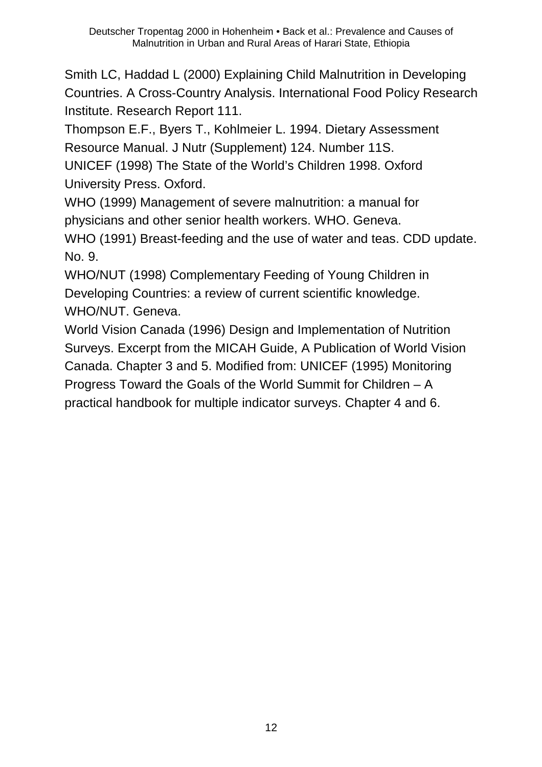Smith LC, Haddad L (2000) Explaining Child Malnutrition in Developing Countries. A Cross-Country Analysis. International Food Policy Research Institute. Research Report 111.

Thompson E.F., Byers T., Kohlmeier L. 1994. Dietary Assessment Resource Manual. J Nutr (Supplement) 124. Number 11S.

UNICEF (1998) The State of the World's Children 1998. Oxford University Press. Oxford.

WHO (1999) Management of severe malnutrition: a manual for physicians and other senior health workers. WHO. Geneva.

WHO (1991) Breast-feeding and the use of water and teas. CDD update. No. 9.

WHO/NUT (1998) Complementary Feeding of Young Children in Developing Countries: a review of current scientific knowledge. WHO/NUT. Geneva.

World Vision Canada (1996) Design and Implementation of Nutrition Surveys. Excerpt from the MICAH Guide, A Publication of World Vision Canada. Chapter 3 and 5. Modified from: UNICEF (1995) Monitoring Progress Toward the Goals of the World Summit for Children – A practical handbook for multiple indicator surveys. Chapter 4 and 6.